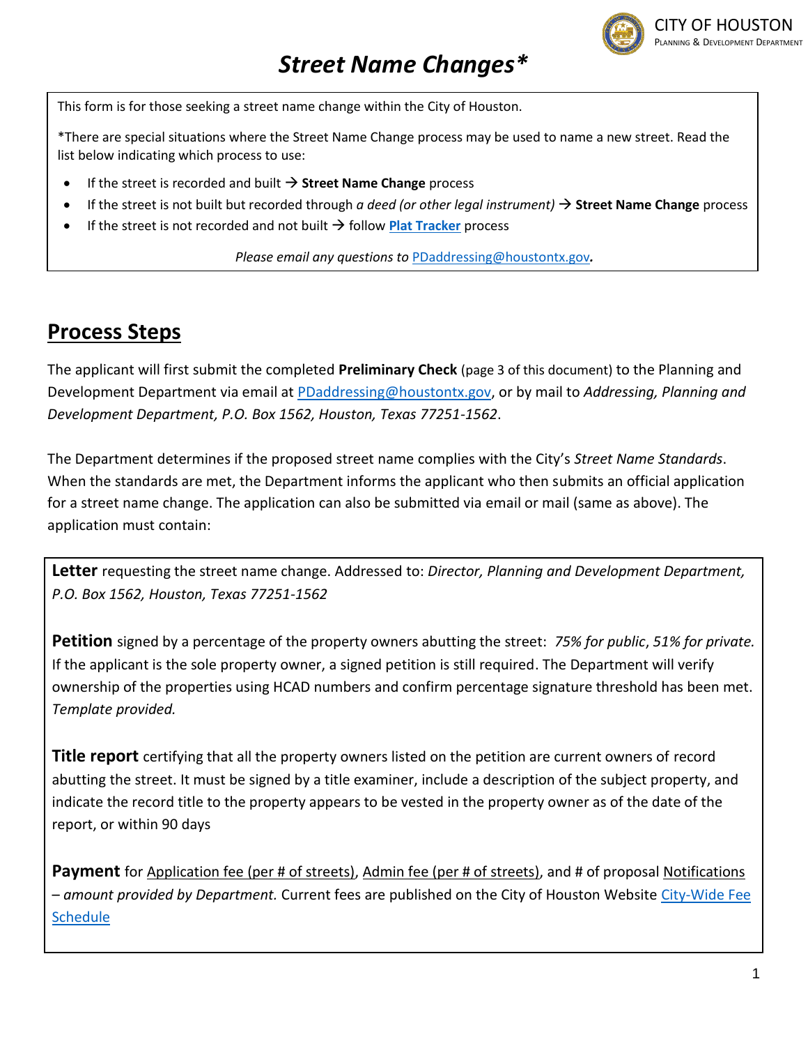CITY OF HOUSTON
PLANNING & DEVELOPMENT DEPARTMENT

# *Street Name Changes**

This form is for those seeking a street name change within the City of Houston.

*There are special situations where the Street Name Change process may be used to name a new street. Read the list below indicating which process to use:

- If the street is recorded and built → **Street Name Change** process
- If the street is not built but recorded through *a deed (or other legal instrument)* → **Street Name Change** process
- If the street is not recorded and not built → follow **Plat Tracker** process

*Please email any questions to* PDaddressing@houstontx.gov.

## Process Steps

The applicant will first submit the completed **Preliminary Check** (page 3 of this document) to the Planning and Development Department via email at PDaddressing@houstontx.gov, or by mail to *Addressing, Planning and Development Department, P.O. Box 1562, Houston, Texas 77251-1562*.

The Department determines if the proposed street name complies with the City's *Street Name Standards*. When the standards are met, the Department informs the applicant who then submits an official application for a street name change. The application can also be submitted via email or mail (same as above). The application must contain:

**Letter** requesting the street name change. Addressed to: *Director, Planning and Development Department, P.O. Box 1562, Houston, Texas 77251-1562*

**Petition** signed by a percentage of the property owners abutting the street: *75% for public*, *51% for private.* If the applicant is the sole property owner, a signed petition is still required. The Department will verify ownership of the properties using HCAD numbers and confirm percentage signature threshold has been met. *Template provided.*

**Title report** certifying that all the property owners listed on the petition are current owners of record abutting the street. It must be signed by a title examiner, include a description of the subject property, and indicate the record title to the property appears to be vested in the property owner as of the date of the report, or within 90 days

**Payment** for Application fee (per # of streets), Admin fee (per # of streets), and # of proposal Notifications – *amount provided by Department.* Current fees are published on the City of Houston Website City-Wide Fee Schedule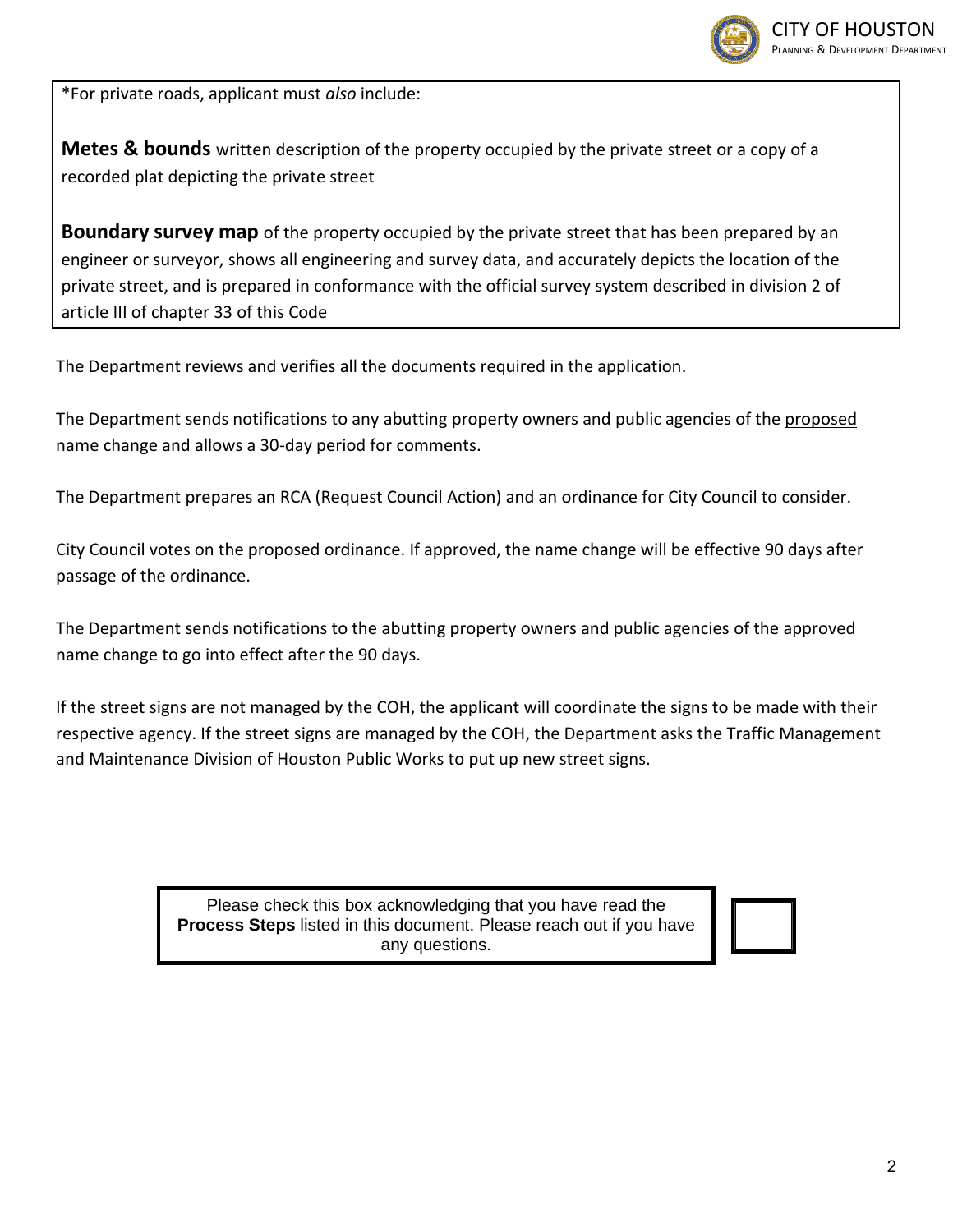*For private roads, applicant must *also* include:

**Metes & bounds** written description of the property occupied by the private street or a copy of a recorded plat depicting the private street

**Boundary survey map** of the property occupied by the private street that has been prepared by an engineer or surveyor, shows all engineering and survey data, and accurately depicts the location of the private street, and is prepared in conformance with the official survey system described in division 2 of article III of chapter 33 of this Code

The Department reviews and verifies all the documents required in the application.

The Department sends notifications to any abutting property owners and public agencies of the proposed name change and allows a 30-day period for comments.

The Department prepares an RCA (Request Council Action) and an ordinance for City Council to consider.

City Council votes on the proposed ordinance. If approved, the name change will be effective 90 days after passage of the ordinance.

The Department sends notifications to the abutting property owners and public agencies of the approved name change to go into effect after the 90 days.

If the street signs are not managed by the COH, the applicant will coordinate the signs to be made with their respective agency. If the street signs are managed by the COH, the Department asks the Traffic Management and Maintenance Division of Houston Public Works to put up new street signs.

Please check this box acknowledging that you have read the **Process Steps** listed in this document. Please reach out if you have any questions. ☐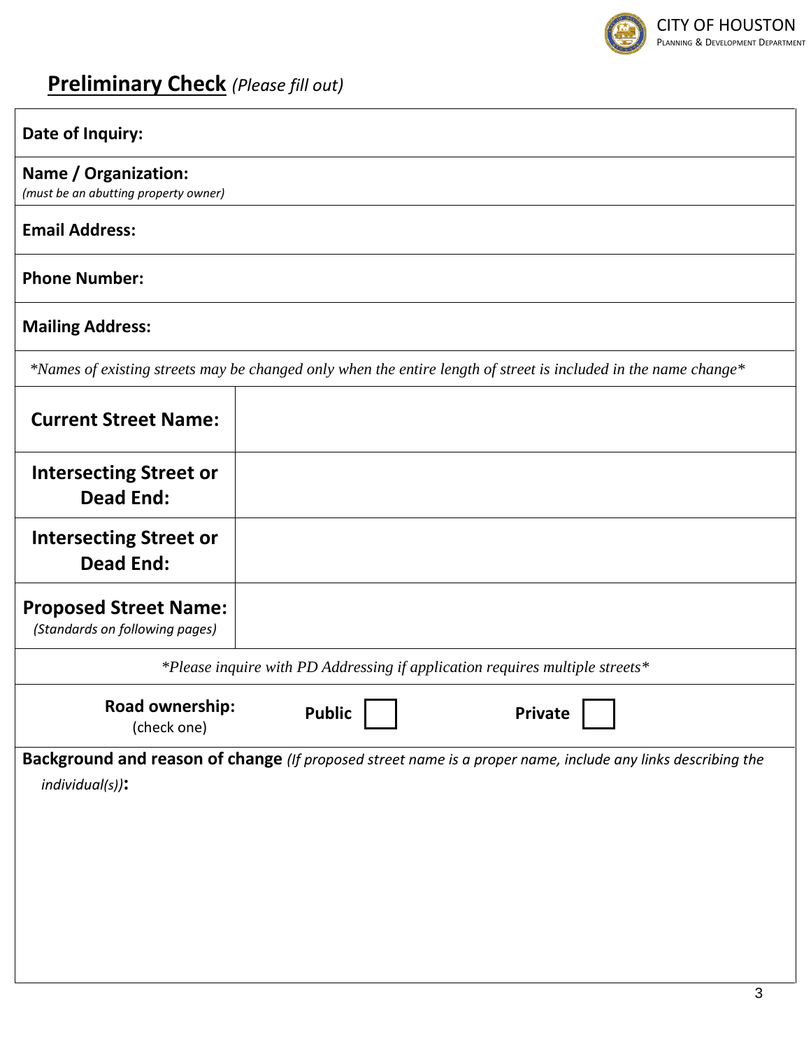## **Preliminary Check** *(Please fill out)*

**Date of Inquiry:**

**Name / Organization:**
*(must be an abutting property owner)*

**Email Address:**

**Phone Number:**

**Mailing Address:**

*\*Names of existing streets may be changed only when the entire length of street is included in the name change\**

| | |
|---|---|
| **Current Street Name:** | |
| **Intersecting Street or Dead End:** | |
| **Intersecting Street or Dead End:** | |
| **Proposed Street Name:** *(Standards on following pages)* | |

*\*Please inquire with PD Addressing if application requires multiple streets\**

**Road ownership:** (check one) **Public** ☐ **Private** ☐

**Background and reason of change** *(If proposed street name is a proper name, include any links describing the individual(s))***:**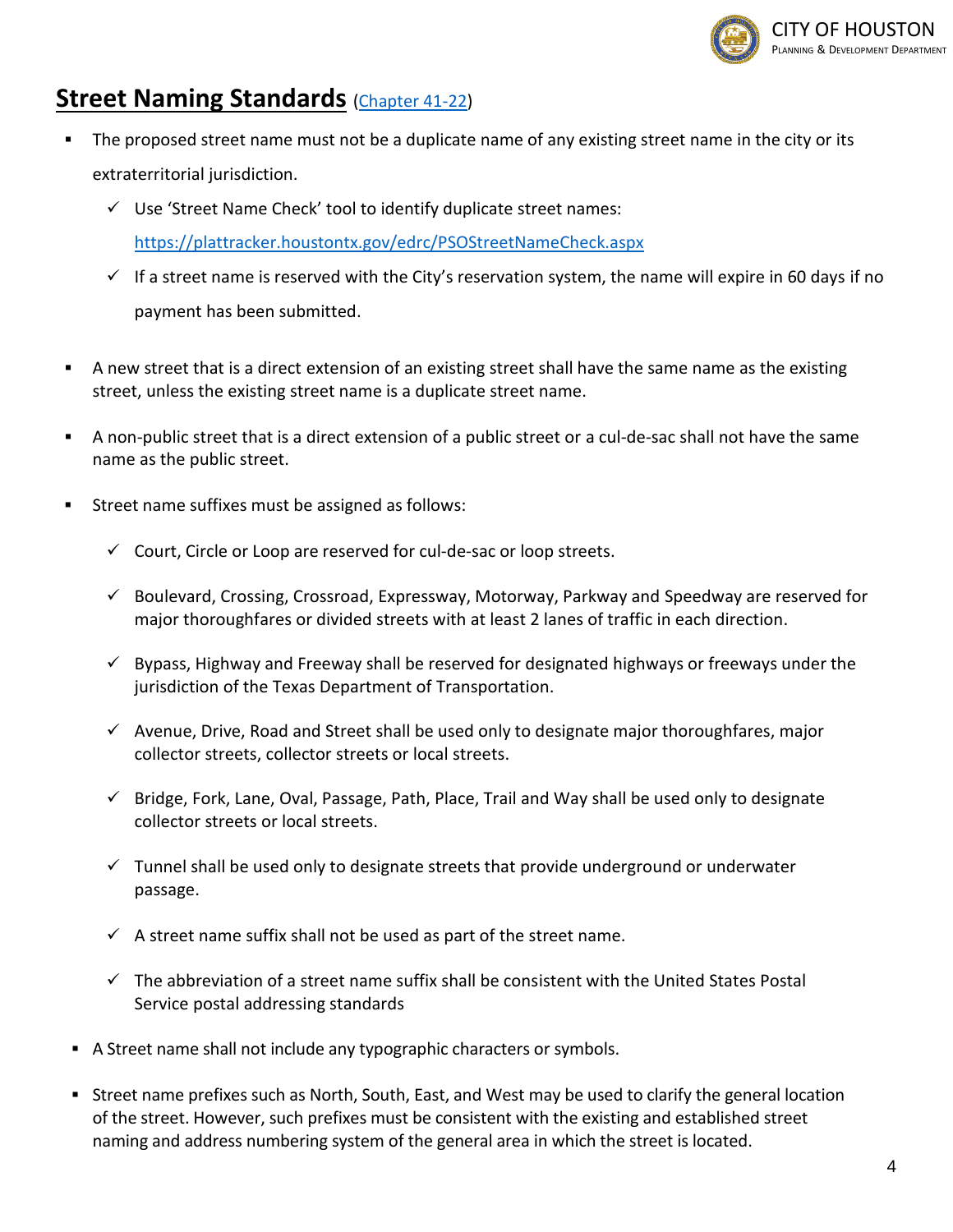## Street Naming Standards ([Chapter 41-22](#))

- The proposed street name must not be a duplicate name of any existing street name in the city or its extraterritorial jurisdiction.
  - ✓ Use 'Street Name Check' tool to identify duplicate street names: https://plattracker.houstontx.gov/edrc/PSOStreetNameCheck.aspx
  - ✓ If a street name is reserved with the City's reservation system, the name will expire in 60 days if no payment has been submitted.

- A new street that is a direct extension of an existing street shall have the same name as the existing street, unless the existing street name is a duplicate street name.

- A non-public street that is a direct extension of a public street or a cul-de-sac shall not have the same name as the public street.

- Street name suffixes must be assigned as follows:
  - ✓ Court, Circle or Loop are reserved for cul-de-sac or loop streets.
  - ✓ Boulevard, Crossing, Crossroad, Expressway, Motorway, Parkway and Speedway are reserved for major thoroughfares or divided streets with at least 2 lanes of traffic in each direction.
  - ✓ Bypass, Highway and Freeway shall be reserved for designated highways or freeways under the jurisdiction of the Texas Department of Transportation.
  - ✓ Avenue, Drive, Road and Street shall be used only to designate major thoroughfares, major collector streets, collector streets or local streets.
  - ✓ Bridge, Fork, Lane, Oval, Passage, Path, Place, Trail and Way shall be used only to designate collector streets or local streets.
  - ✓ Tunnel shall be used only to designate streets that provide underground or underwater passage.
  - ✓ A street name suffix shall not be used as part of the street name.
  - ✓ The abbreviation of a street name suffix shall be consistent with the United States Postal Service postal addressing standards

- A Street name shall not include any typographic characters or symbols.

- Street name prefixes such as North, South, East, and West may be used to clarify the general location of the street. However, such prefixes must be consistent with the existing and established street naming and address numbering system of the general area in which the street is located.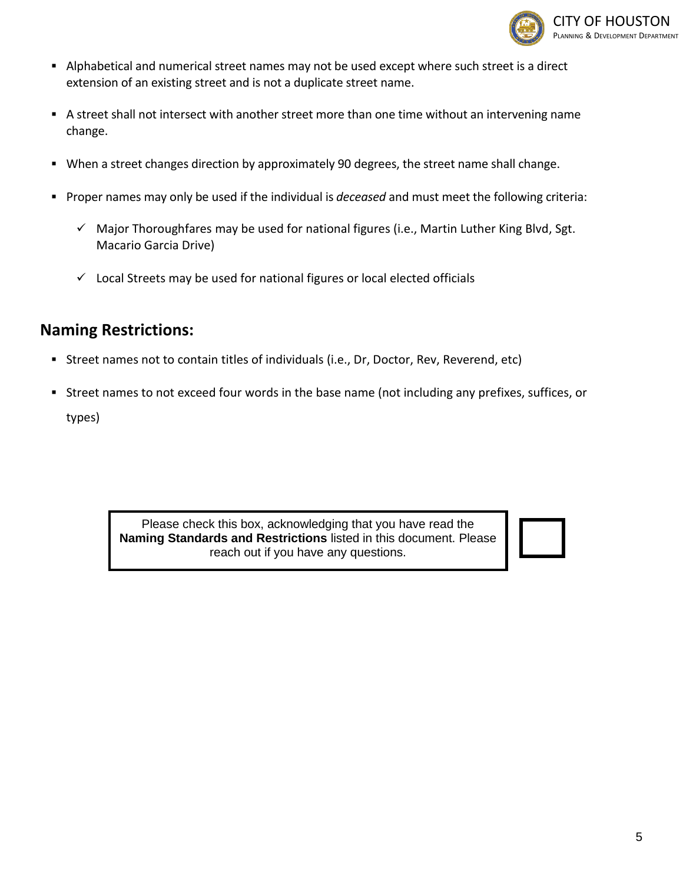- Alphabetical and numerical street names may not be used except where such street is a direct extension of an existing street and is not a duplicate street name.
- A street shall not intersect with another street more than one time without an intervening name change.
- When a street changes direction by approximately 90 degrees, the street name shall change.
- Proper names may only be used if the individual is *deceased* and must meet the following criteria:
  - ✓ Major Thoroughfares may be used for national figures (i.e., Martin Luther King Blvd, Sgt. Macario Garcia Drive)
  - ✓ Local Streets may be used for national figures or local elected officials

## Naming Restrictions:

- Street names not to contain titles of individuals (i.e., Dr, Doctor, Rev, Reverend, etc)
- Street names to not exceed four words in the base name (not including any prefixes, suffices, or types)

Please check this box, acknowledging that you have read the **Naming Standards and Restrictions** listed in this document. Please reach out if you have any questions. ☐